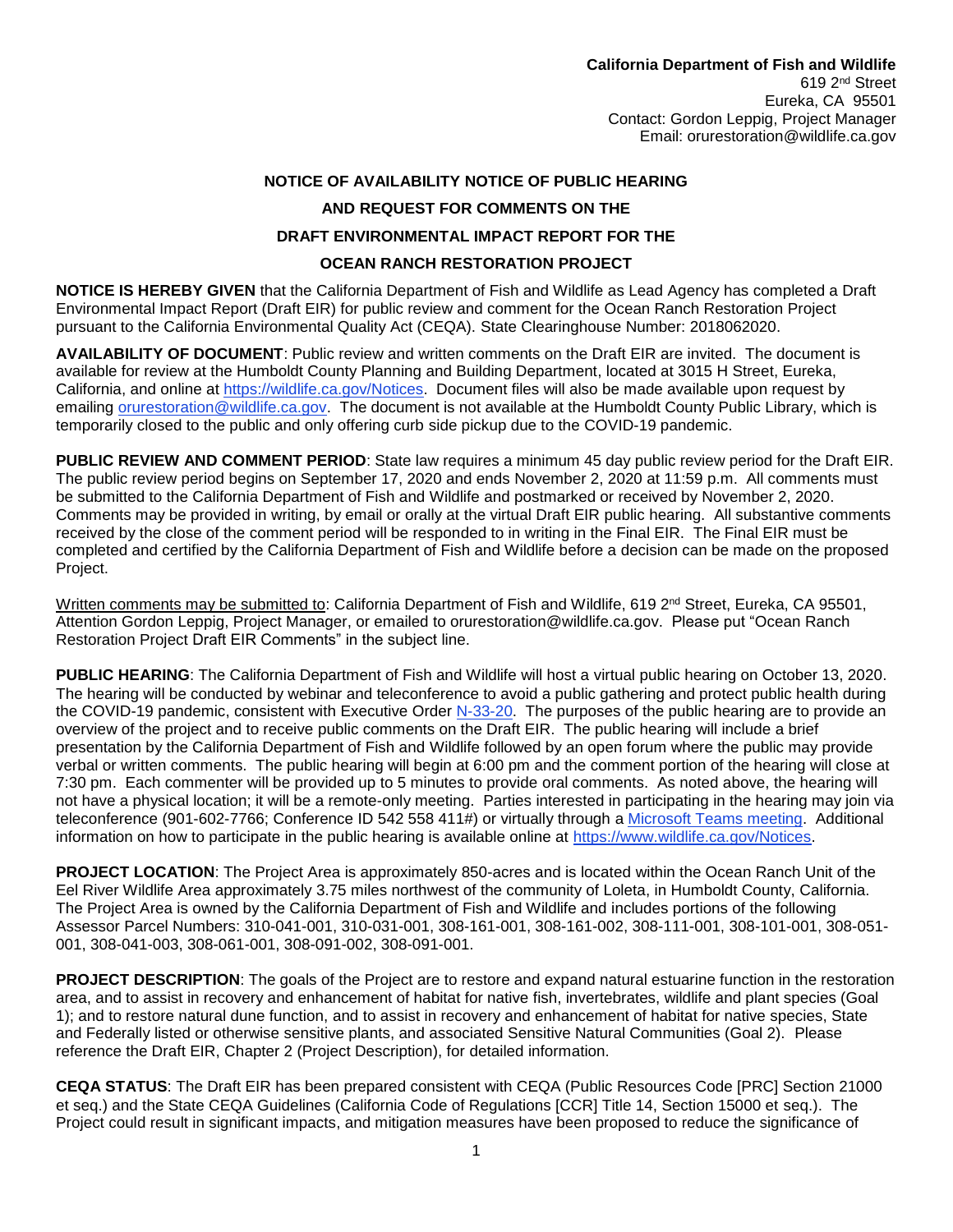**California Department of Fish and Wildlife**
619 2nd Street
Eureka, CA 95501
Contact: Gordon Leppig, Project Manager
Email: orurestoration@wildlife.ca.gov

# NOTICE OF AVAILABILITY NOTICE OF PUBLIC HEARING AND REQUEST FOR COMMENTS ON THE DRAFT ENVIRONMENTAL IMPACT REPORT FOR THE OCEAN RANCH RESTORATION PROJECT

**NOTICE IS HEREBY GIVEN** that the California Department of Fish and Wildlife as Lead Agency has completed a Draft Environmental Impact Report (Draft EIR) for public review and comment for the Ocean Ranch Restoration Project pursuant to the California Environmental Quality Act (CEQA). State Clearinghouse Number: 2018062020.

**AVAILABILITY OF DOCUMENT**: Public review and written comments on the Draft EIR are invited. The document is available for review at the Humboldt County Planning and Building Department, located at 3015 H Street, Eureka, California, and online at [https://wildlife.ca.gov/Notices](https://wildlife.ca.gov/Notices). Document files will also be made available upon request by emailing [orurestoration@wildlife.ca.gov](mailto:orurestoration@wildlife.ca.gov). The document is not available at the Humboldt County Public Library, which is temporarily closed to the public and only offering curb side pickup due to the COVID-19 pandemic.

**PUBLIC REVIEW AND COMMENT PERIOD**: State law requires a minimum 45 day public review period for the Draft EIR. The public review period begins on September 17, 2020 and ends November 2, 2020 at 11:59 p.m. All comments must be submitted to the California Department of Fish and Wildlife and postmarked or received by November 2, 2020. Comments may be provided in writing, by email or orally at the virtual Draft EIR public hearing. All substantive comments received by the close of the comment period will be responded to in writing in the Final EIR. The Final EIR must be completed and certified by the California Department of Fish and Wildlife before a decision can be made on the proposed Project.

Written comments may be submitted to: California Department of Fish and Wildlife, 619 2nd Street, Eureka, CA 95501, Attention Gordon Leppig, Project Manager, or emailed to orurestoration@wildlife.ca.gov. Please put "Ocean Ranch Restoration Project Draft EIR Comments" in the subject line.

**PUBLIC HEARING**: The California Department of Fish and Wildlife will host a virtual public hearing on October 13, 2020. The hearing will be conducted by webinar and teleconference to avoid a public gathering and protect public health during the COVID-19 pandemic, consistent with Executive Order N-33-20. The purposes of the public hearing are to provide an overview of the project and to receive public comments on the Draft EIR. The public hearing will include a brief presentation by the California Department of Fish and Wildlife followed by an open forum where the public may provide verbal or written comments. The public hearing will begin at 6:00 pm and the comment portion of the hearing will close at 7:30 pm. Each commenter will be provided up to 5 minutes to provide oral comments. As noted above, the hearing will not have a physical location; it will be a remote-only meeting. Parties interested in participating in the hearing may join via teleconference (901-602-7766; Conference ID 542 558 411#) or virtually through a Microsoft Teams meeting. Additional information on how to participate in the public hearing is available online at [https://www.wildlife.ca.gov/Notices](https://www.wildlife.ca.gov/Notices).

**PROJECT LOCATION**: The Project Area is approximately 850-acres and is located within the Ocean Ranch Unit of the Eel River Wildlife Area approximately 3.75 miles northwest of the community of Loleta, in Humboldt County, California. The Project Area is owned by the California Department of Fish and Wildlife and includes portions of the following Assessor Parcel Numbers: 310-041-001, 310-031-001, 308-161-001, 308-161-002, 308-111-001, 308-101-001, 308-051-001, 308-041-003, 308-061-001, 308-091-002, 308-091-001.

**PROJECT DESCRIPTION**: The goals of the Project are to restore and expand natural estuarine function in the restoration area, and to assist in recovery and enhancement of habitat for native fish, invertebrates, wildlife and plant species (Goal 1); and to restore natural dune function, and to assist in recovery and enhancement of habitat for native species, State and Federally listed or otherwise sensitive plants, and associated Sensitive Natural Communities (Goal 2). Please reference the Draft EIR, Chapter 2 (Project Description), for detailed information.

**CEQA STATUS**: The Draft EIR has been prepared consistent with CEQA (Public Resources Code [PRC] Section 21000 et seq.) and the State CEQA Guidelines (California Code of Regulations [CCR] Title 14, Section 15000 et seq.). The Project could result in significant impacts, and mitigation measures have been proposed to reduce the significance of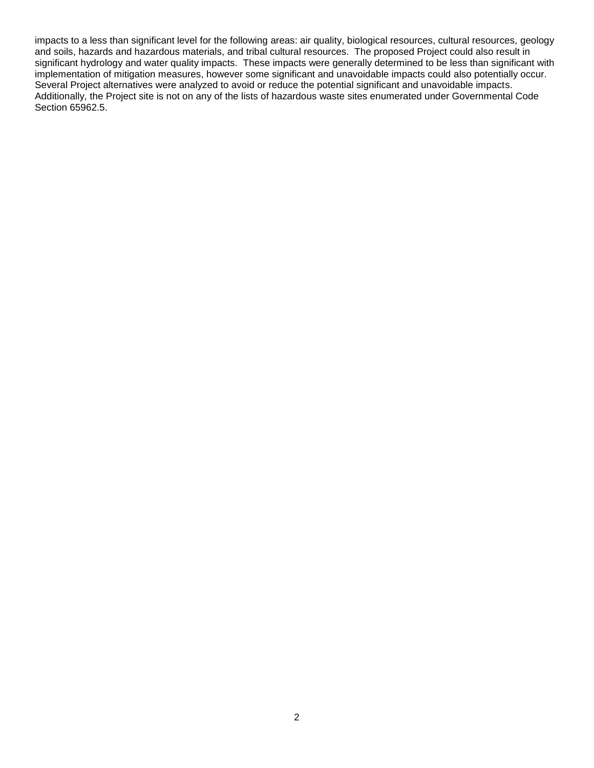impacts to a less than significant level for the following areas: air quality, biological resources, cultural resources, geology and soils, hazards and hazardous materials, and tribal cultural resources. The proposed Project could also result in significant hydrology and water quality impacts. These impacts were generally determined to be less than significant with implementation of mitigation measures, however some significant and unavoidable impacts could also potentially occur. Several Project alternatives were analyzed to avoid or reduce the potential significant and unavoidable impacts. Additionally, the Project site is not on any of the lists of hazardous waste sites enumerated under Governmental Code Section 65962.5.